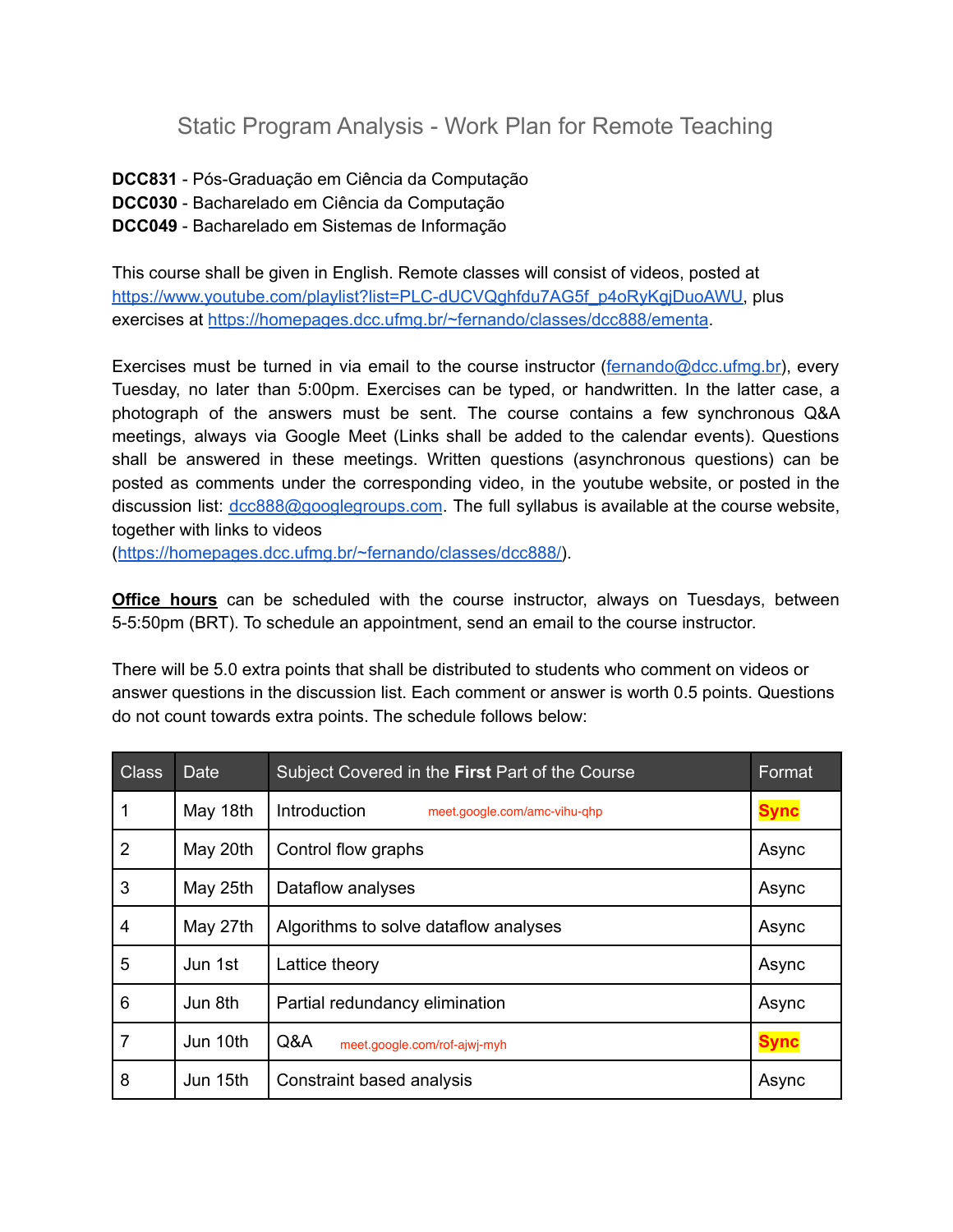# Static Program Analysis - Work Plan for Remote Teaching

**DCC831** - Pós-Graduação em Ciência da Computação
**DCC030** - Bacharelado em Ciência da Computação
**DCC049** - Bacharelado em Sistemas de Informação

This course shall be given in English. Remote classes will consist of videos, posted at https://www.youtube.com/playlist?list=PLC-dUCVQghfdu7AG5f_p4oRyKgjDuoAWU, plus exercises at https://homepages.dcc.ufmg.br/~fernando/classes/dcc888/ementa.

Exercises must be turned in via email to the course instructor (fernando@dcc.ufmg.br), every Tuesday, no later than 5:00pm. Exercises can be typed, or handwritten. In the latter case, a photograph of the answers must be sent. The course contains a few synchronous Q&A meetings, always via Google Meet (Links shall be added to the calendar events). Questions shall be answered in these meetings. Written questions (asynchronous questions) can be posted as comments under the corresponding video, in the youtube website, or posted in the discussion list: dcc888@googlegroups.com. The full syllabus is available at the course website, together with links to videos (https://homepages.dcc.ufmg.br/~fernando/classes/dcc888/).

**Office hours** can be scheduled with the course instructor, always on Tuesdays, between 5-5:50pm (BRT). To schedule an appointment, send an email to the course instructor.

There will be 5.0 extra points that shall be distributed to students who comment on videos or answer questions in the discussion list. Each comment or answer is worth 0.5 points. Questions do not count towards extra points. The schedule follows below:

| Class | Date | Subject Covered in the **First** Part of the Course | Format |
|---|---|---|---|
| 1 | May 18th | Introduction meet.google.com/amc-vihu-qhp | **Sync** |
| 2 | May 20th | Control flow graphs | Async |
| 3 | May 25th | Dataflow analyses | Async |
| 4 | May 27th | Algorithms to solve dataflow analyses | Async |
| 5 | Jun 1st | Lattice theory | Async |
| 6 | Jun 8th | Partial redundancy elimination | Async |
| 7 | Jun 10th | Q&A meet.google.com/rof-ajwj-myh | **Sync** |
| 8 | Jun 15th | Constraint based analysis | Async |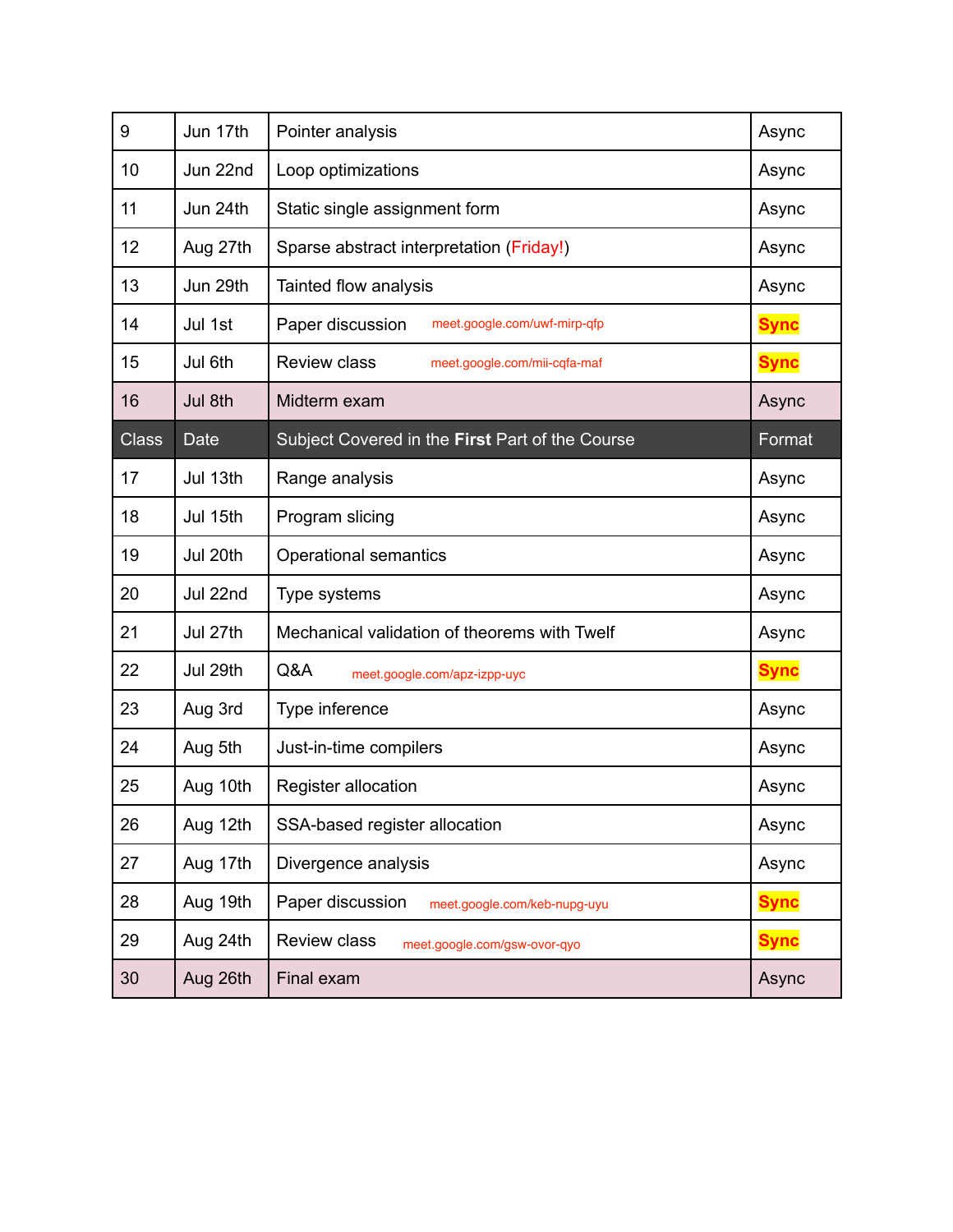| 9 | Jun 17th | Pointer analysis | Async |
|---|---|---|---|
| 10 | Jun 22nd | Loop optimizations | Async |
| 11 | Jun 24th | Static single assignment form | Async |
| 12 | Aug 27th | Sparse abstract interpretation (Friday!) | Async |
| 13 | Jun 29th | Tainted flow analysis | Async |
| 14 | Jul 1st | Paper discussion meet.google.com/uwf-mirp-qfp | **Sync** |
| 15 | Jul 6th | Review class meet.google.com/mii-cqfa-maf | **Sync** |
| 16 | Jul 8th | Midterm exam | Async |
| Class | Date | Subject Covered in the **First** Part of the Course | Format |
| 17 | Jul 13th | Range analysis | Async |
| 18 | Jul 15th | Program slicing | Async |
| 19 | Jul 20th | Operational semantics | Async |
| 20 | Jul 22nd | Type systems | Async |
| 21 | Jul 27th | Mechanical validation of theorems with Twelf | Async |
| 22 | Jul 29th | Q&A meet.google.com/apz-izpp-uyc | **Sync** |
| 23 | Aug 3rd | Type inference | Async |
| 24 | Aug 5th | Just-in-time compilers | Async |
| 25 | Aug 10th | Register allocation | Async |
| 26 | Aug 12th | SSA-based register allocation | Async |
| 27 | Aug 17th | Divergence analysis | Async |
| 28 | Aug 19th | Paper discussion meet.google.com/keb-nupg-uyu | **Sync** |
| 29 | Aug 24th | Review class meet.google.com/gsw-ovor-qyo | **Sync** |
| 30 | Aug 26th | Final exam | Async |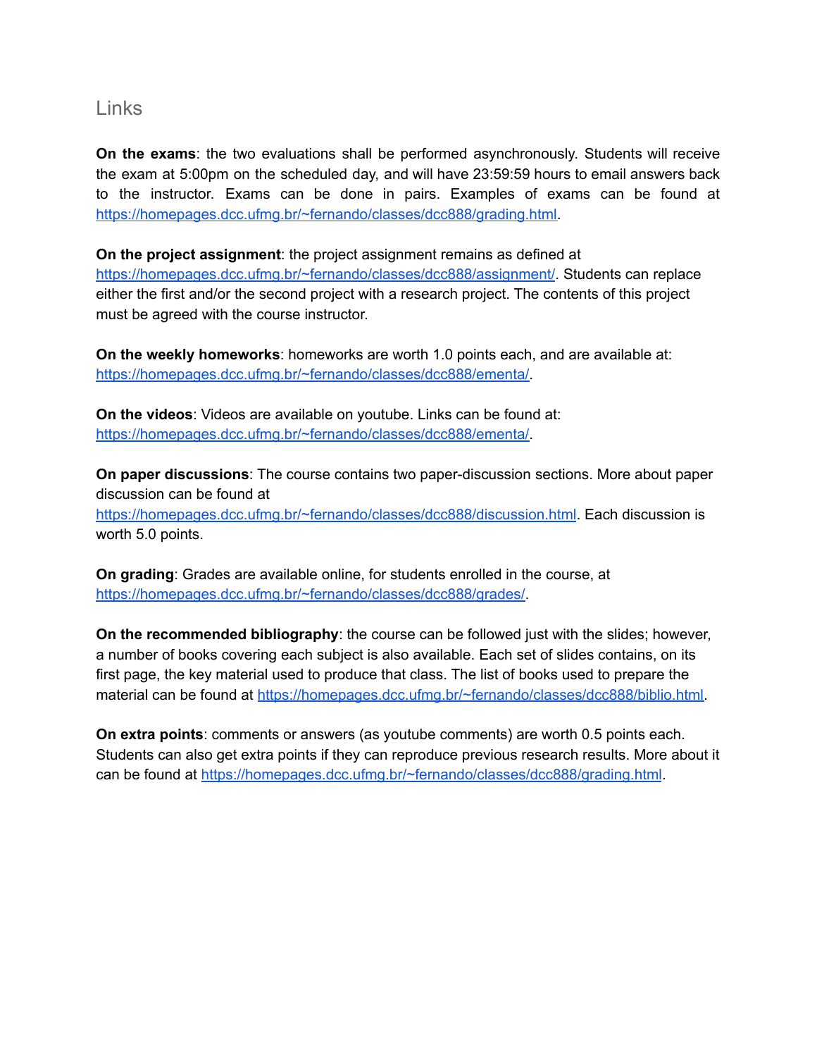## Links

**On the exams**: the two evaluations shall be performed asynchronously. Students will receive the exam at 5:00pm on the scheduled day, and will have 23:59:59 hours to email answers back to the instructor. Exams can be done in pairs. Examples of exams can be found at https://homepages.dcc.ufmg.br/~fernando/classes/dcc888/grading.html.

**On the project assignment**: the project assignment remains as defined at https://homepages.dcc.ufmg.br/~fernando/classes/dcc888/assignment/. Students can replace either the first and/or the second project with a research project. The contents of this project must be agreed with the course instructor.

**On the weekly homeworks**: homeworks are worth 1.0 points each, and are available at: https://homepages.dcc.ufmg.br/~fernando/classes/dcc888/ementa/.

**On the videos**: Videos are available on youtube. Links can be found at: https://homepages.dcc.ufmg.br/~fernando/classes/dcc888/ementa/.

**On paper discussions**: The course contains two paper-discussion sections. More about paper discussion can be found at https://homepages.dcc.ufmg.br/~fernando/classes/dcc888/discussion.html. Each discussion is worth 5.0 points.

**On grading**: Grades are available online, for students enrolled in the course, at https://homepages.dcc.ufmg.br/~fernando/classes/dcc888/grades/.

**On the recommended bibliography**: the course can be followed just with the slides; however, a number of books covering each subject is also available. Each set of slides contains, on its first page, the key material used to produce that class. The list of books used to prepare the material can be found at https://homepages.dcc.ufmg.br/~fernando/classes/dcc888/biblio.html.

**On extra points**: comments or answers (as youtube comments) are worth 0.5 points each. Students can also get extra points if they can reproduce previous research results. More about it can be found at https://homepages.dcc.ufmg.br/~fernando/classes/dcc888/grading.html.